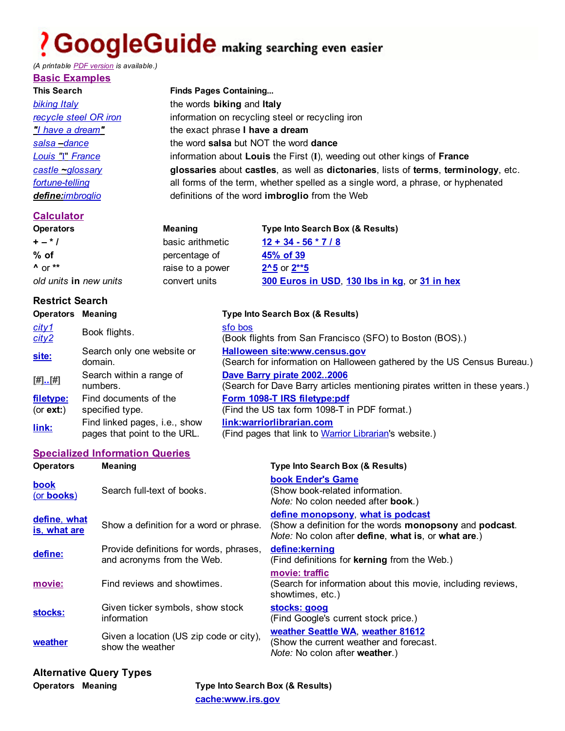# GoogleGuide making searching even easier

*(A printable PDF version is available.)*

## Basic Examples

| This Search | Finds Pages Containing... |
|---|---|
| *biking Italy* | the words **biking** and **Italy** |
| *recycle steel OR iron* | information on recycling steel or recycling iron |
| ***"****I have a dream****"*** | the exact phrase **I have a dream** |
| *salsa* **–***dance* | the word **salsa** but NOT the word **dance** |
| *Louis "I" France* | information about **Louis** the First (**I**), weeding out other kings of **France** |
| *castle* **~***glossary* | **glossaries** about **castles**, as well as **dictonaries**, lists of **terms**, **terminology**, etc. |
| *fortune-telling* | all forms of the term, whether spelled as a single word, a phrase, or hyphenated |
| ***define:****imbroglio* | definitions of the word **imbroglio** from the Web |

## Calculator

| Operators | Meaning | Type Into Search Box (& Results) |
|---|---|---|
| **+ – * /** | basic arithmetic | **12 + 34 - 56 * 7 / 8** |
| **% of** | percentage of | **45% of 39** |
| **^** or **** | raise to a power | **2^5** or **2**5** |
| *old units* **in** *new units* | convert units | **300 Euros in USD**, **130 lbs in kg**, or **31 in hex** |

## Restrict Search

| Operators | Meaning | Type Into Search Box (& Results) |
|---|---|---|
| *city1* *city2* | Book flights. | sfo bos (Book flights from San Francisco (SFO) to Boston (BOS).) |
| **site:** | Search only one website or domain. | **Halloween site:www.census.gov** (Search for information on Halloween gathered by the US Census Bureau.) |
| **[#]..[#]** | Search within a range of numbers. | **Dave Barry pirate 2002..2006** (Search for Dave Barry articles mentioning pirates written in these years.) |
| **filetype:** (or **ext:**) | Find documents of the specified type. | **Form 1098-T IRS filetype:pdf** (Find the US tax form 1098-T in PDF format.) |
| **link:** | Find linked pages, i.e., show pages that point to the URL. | **link:warriorlibrarian.com** (Find pages that link to Warrior Librarian's website.) |

## Specialized Information Queries

| Operators | Meaning | Type Into Search Box (& Results) |
|---|---|---|
| **book** (or **books**) | Search full-text of books. | **book Ender's Game** (Show book-related information. *Note:* No colon needed after **book**.) |
| **define, what is, what are** | Show a definition for a word or phrase. | **define monopsony**, **what is podcast** (Show a definition for the words **monopsony** and **podcast**. *Note:* No colon after **define**, **what is**, or **what are**.) |
| **define:** | Provide definitions for words, phrases, and acronyms from the Web. | **define:kerning** (Find definitions for **kerning** from the Web.) |
| **movie:** | Find reviews and showtimes. | **movie: traffic** (Search for information about this movie, including reviews, showtimes, etc.) |
| **stocks:** | Given ticker symbols, show stock information | **stocks: goog** (Find Google's current stock price.) |
| **weather** | Given a location (US zip code or city), show the weather | **weather Seattle WA**, **weather 81612** (Show the current weather and forecast. *Note:* No colon after **weather**.) |

## Alternative Query Types

| Operators | Meaning | Type Into Search Box (& Results) |
|---|---|---|
| | | **cache:www.irs.gov** |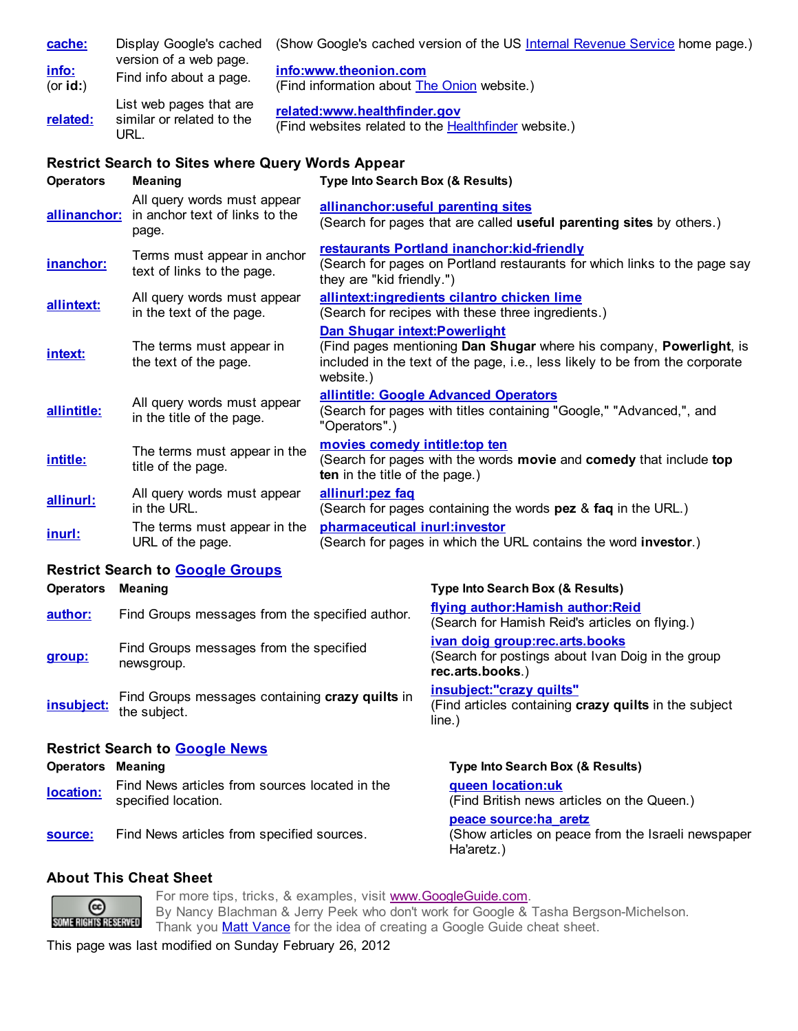| | | |
|---|---|---|
| **cache:** | Display Google's cached version of a web page. | (Show Google's cached version of the US Internal Revenue Service home page.) |
| **info:** (or **id:**) | Find info about a page. | **info:www.theonion.com** (Find information about The Onion website.) |
| **related:** | List web pages that are similar or related to the URL. | **related:www.healthfinder.gov** (Find websites related to the Healthfinder website.) |

### Restrict Search to Sites where Query Words Appear

| Operators | Meaning | Type Into Search Box (& Results) |
|---|---|---|
| **allinanchor:** | All query words must appear in anchor text of links to the page. | **allinanchor:useful parenting sites** (Search for pages that are called **useful parenting sites** by others.) |
| **inanchor:** | Terms must appear in anchor text of links to the page. | **restaurants Portland inanchor:kid-friendly** (Search for pages on Portland restaurants for which links to the page say they are "kid friendly.") |
| **allintext:** | All query words must appear in the text of the page. | **allintext:ingredients cilantro chicken lime** (Search for recipes with these three ingredients.) |
| **intext:** | The terms must appear in the text of the page. | **Dan Shugar intext:Powerlight** (Find pages mentioning **Dan Shugar** where his company, **Powerlight**, is included in the text of the page, i.e., less likely to be from the corporate website.) |
| **allintitle:** | All query words must appear in the title of the page. | **allintitle: Google Advanced Operators** (Search for pages with titles containing "Google," "Advanced,", and "Operators".) |
| **intitle:** | The terms must appear in the title of the page. | **movies comedy intitle:top ten** (Search for pages with the words **movie** and **comedy** that include **top ten** in the title of the page.) |
| **allinurl:** | All query words must appear in the URL. | **allinurl:pez faq** (Search for pages containing the words **pez** & **faq** in the URL.) |
| **inurl:** | The terms must appear in the URL of the page. | **pharmaceutical inurl:investor** (Search for pages in which the URL contains the word **investor**.) |

### Restrict Search to Google Groups

| Operators | Meaning | Type Into Search Box (& Results) |
|---|---|---|
| **author:** | Find Groups messages from the specified author. | **flying author:Hamish author:Reid** (Search for Hamish Reid's articles on flying.) |
| **group:** | Find Groups messages from the specified newsgroup. | **ivan doig group:rec.arts.books** (Search for postings about Ivan Doig in the group **rec.arts.books**.) |
| **insubject:** | Find Groups messages containing **crazy quilts** in the subject. | **insubject:"crazy quilts"** (Find articles containing **crazy quilts** in the subject line.) |

### Restrict Search to Google News

| Operators | Meaning | Type Into Search Box (& Results) |
|---|---|---|
| **location:** | Find News articles from sources located in the specified location. | **queen location:uk** (Find British news articles on the Queen.) |
| **source:** | Find News articles from specified sources. | **peace source:ha_aretz** (Show articles on peace from the Israeli newspaper Ha'aretz.) |

### About This Cheat Sheet

For more tips, tricks, & examples, visit www.GoogleGuide.com.
By Nancy Blachman & Jerry Peek who don't work for Google & Tasha Bergson-Michelson.
Thank you Matt Vance for the idea of creating a Google Guide cheat sheet.

This page was last modified on Sunday February 26, 2012